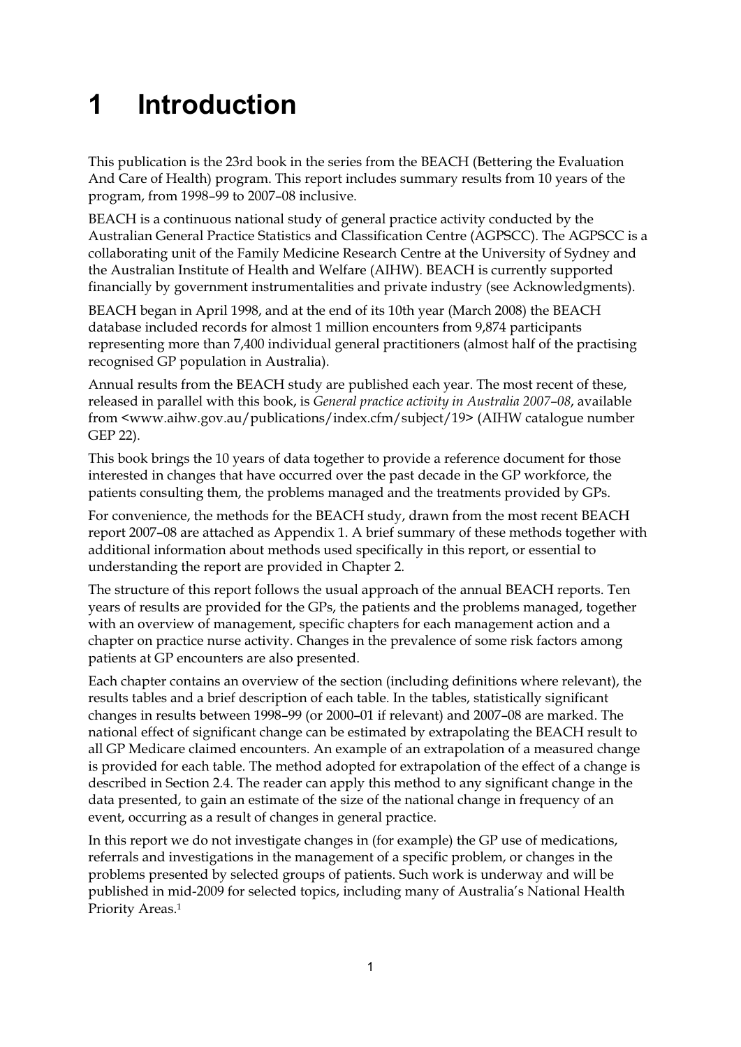# 1 Introduction

This publication is the 23rd book in the series from the BEACH (Bettering the Evaluation And Care of Health) program. This report includes summary results from 10 years of the program, from 1998–99 to 2007–08 inclusive.

BEACH is a continuous national study of general practice activity conducted by the Australian General Practice Statistics and Classification Centre (AGPSCC). The AGPSCC is a collaborating unit of the Family Medicine Research Centre at the University of Sydney and the Australian Institute of Health and Welfare (AIHW). BEACH is currently supported financially by government instrumentalities and private industry (see Acknowledgments).

BEACH began in April 1998, and at the end of its 10th year (March 2008) the BEACH database included records for almost 1 million encounters from 9,874 participants representing more than 7,400 individual general practitioners (almost half of the practising recognised GP population in Australia).

Annual results from the BEACH study are published each year. The most recent of these, released in parallel with this book, is *General practice activity in Australia 2007–08*, available from <www.aihw.gov.au/publications/index.cfm/subject/19> (AIHW catalogue number GEP 22).

This book brings the 10 years of data together to provide a reference document for those interested in changes that have occurred over the past decade in the GP workforce, the patients consulting them, the problems managed and the treatments provided by GPs.

For convenience, the methods for the BEACH study, drawn from the most recent BEACH report 2007–08 are attached as Appendix 1. A brief summary of these methods together with additional information about methods used specifically in this report, or essential to understanding the report are provided in Chapter 2.

The structure of this report follows the usual approach of the annual BEACH reports. Ten years of results are provided for the GPs, the patients and the problems managed, together with an overview of management, specific chapters for each management action and a chapter on practice nurse activity. Changes in the prevalence of some risk factors among patients at GP encounters are also presented.

Each chapter contains an overview of the section (including definitions where relevant), the results tables and a brief description of each table. In the tables, statistically significant changes in results between 1998–99 (or 2000–01 if relevant) and 2007–08 are marked. The national effect of significant change can be estimated by extrapolating the BEACH result to all GP Medicare claimed encounters. An example of an extrapolation of a measured change is provided for each table. The method adopted for extrapolation of the effect of a change is described in Section 2.4. The reader can apply this method to any significant change in the data presented, to gain an estimate of the size of the national change in frequency of an event, occurring as a result of changes in general practice.

In this report we do not investigate changes in (for example) the GP use of medications, referrals and investigations in the management of a specific problem, or changes in the problems presented by selected groups of patients. Such work is underway and will be published in mid-2009 for selected topics, including many of Australia's National Health Priority Areas.[1]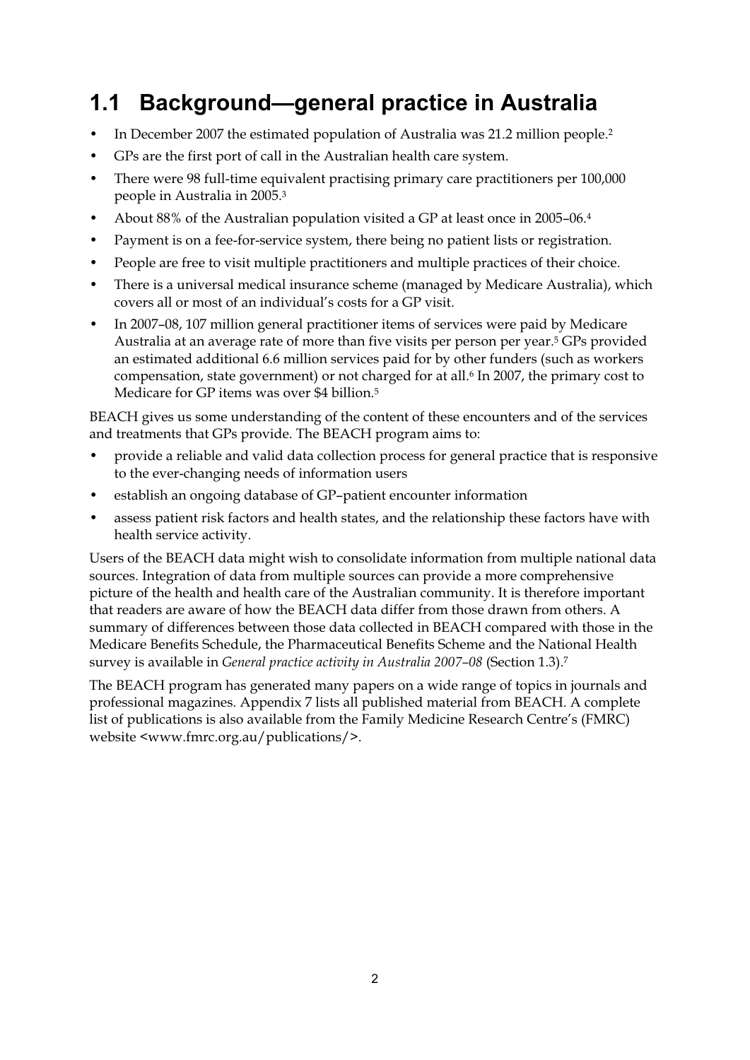## 1.1 Background—general practice in Australia

- In December 2007 the estimated population of Australia was 21.2 million people.[2]
- GPs are the first port of call in the Australian health care system.
- There were 98 full-time equivalent practising primary care practitioners per 100,000 people in Australia in 2005.[3]
- About 88% of the Australian population visited a GP at least once in 2005–06.[4]
- Payment is on a fee-for-service system, there being no patient lists or registration.
- People are free to visit multiple practitioners and multiple practices of their choice.
- There is a universal medical insurance scheme (managed by Medicare Australia), which covers all or most of an individual's costs for a GP visit.
- In 2007–08, 107 million general practitioner items of services were paid by Medicare Australia at an average rate of more than five visits per person per year.[5] GPs provided an estimated additional 6.6 million services paid for by other funders (such as workers compensation, state government) or not charged for at all.[6] In 2007, the primary cost to Medicare for GP items was over $4 billion.[5]

BEACH gives us some understanding of the content of these encounters and of the services and treatments that GPs provide. The BEACH program aims to:

- provide a reliable and valid data collection process for general practice that is responsive to the ever-changing needs of information users
- establish an ongoing database of GP–patient encounter information
- assess patient risk factors and health states, and the relationship these factors have with health service activity.

Users of the BEACH data might wish to consolidate information from multiple national data sources. Integration of data from multiple sources can provide a more comprehensive picture of the health and health care of the Australian community. It is therefore important that readers are aware of how the BEACH data differ from those drawn from others. A summary of differences between those data collected in BEACH compared with those in the Medicare Benefits Schedule, the Pharmaceutical Benefits Scheme and the National Health survey is available in *General practice activity in Australia 2007–08* (Section 1.3).[7]

The BEACH program has generated many papers on a wide range of topics in journals and professional magazines. Appendix 7 lists all published material from BEACH. A complete list of publications is also available from the Family Medicine Research Centre's (FMRC) website <www.fmrc.org.au/publications/>.